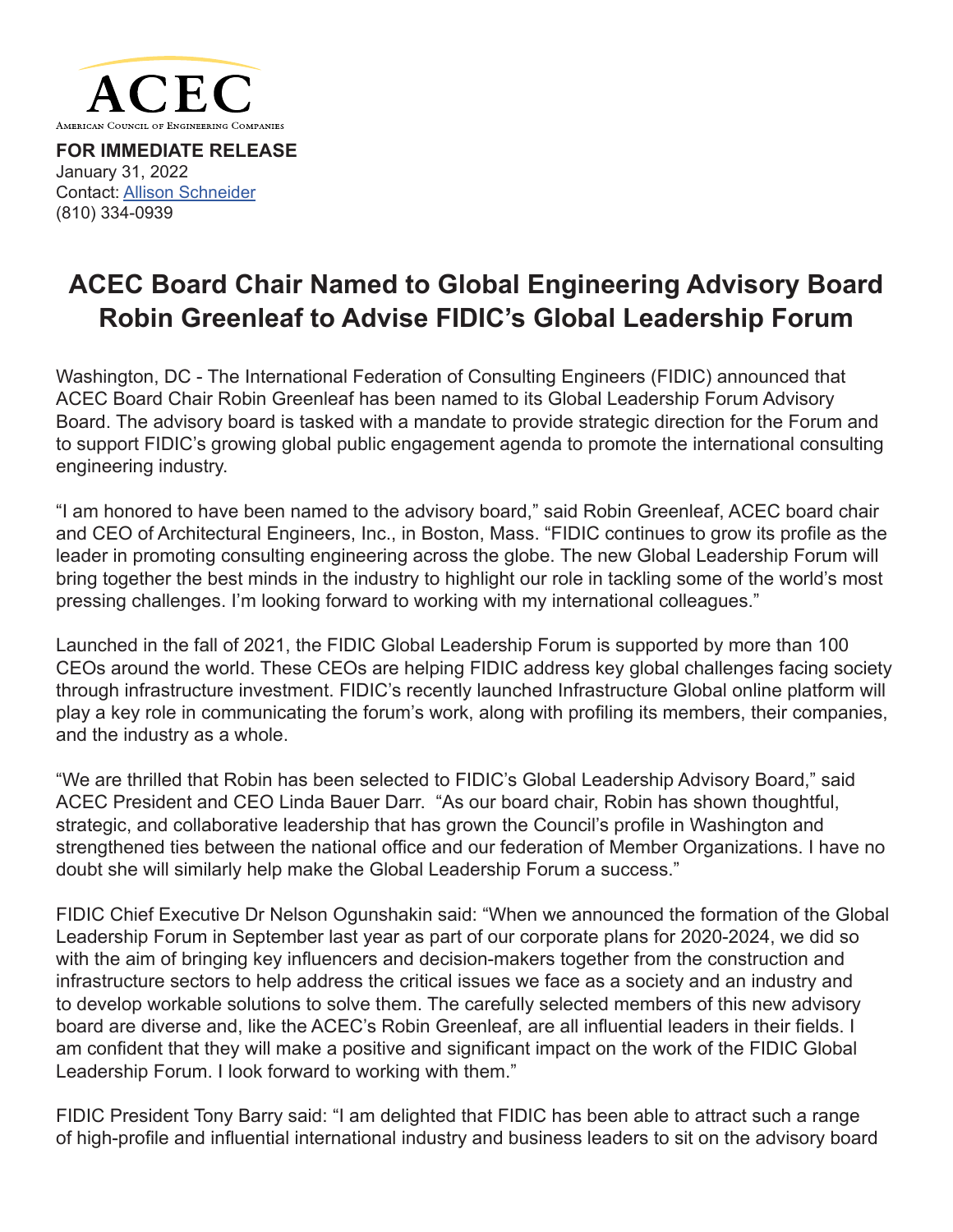ACEC

American Council of Engineering Companies

**FOR IMMEDIATE RELEASE**
January 31, 2022
Contact: Allison Schneider
(810) 334-0939

# ACEC Board Chair Named to Global Engineering Advisory Board

## Robin Greenleaf to Advise FIDIC's Global Leadership Forum

Washington, DC - The International Federation of Consulting Engineers (FIDIC) announced that ACEC Board Chair Robin Greenleaf has been named to its Global Leadership Forum Advisory Board. The advisory board is tasked with a mandate to provide strategic direction for the Forum and to support FIDIC's growing global public engagement agenda to promote the international consulting engineering industry.

"I am honored to have been named to the advisory board," said Robin Greenleaf, ACEC board chair and CEO of Architectural Engineers, Inc., in Boston, Mass. "FIDIC continues to grow its profile as the leader in promoting consulting engineering across the globe. The new Global Leadership Forum will bring together the best minds in the industry to highlight our role in tackling some of the world's most pressing challenges. I'm looking forward to working with my international colleagues."

Launched in the fall of 2021, the FIDIC Global Leadership Forum is supported by more than 100 CEOs around the world. These CEOs are helping FIDIC address key global challenges facing society through infrastructure investment. FIDIC's recently launched Infrastructure Global online platform will play a key role in communicating the forum's work, along with profiling its members, their companies, and the industry as a whole.

"We are thrilled that Robin has been selected to FIDIC's Global Leadership Advisory Board," said ACEC President and CEO Linda Bauer Darr. "As our board chair, Robin has shown thoughtful, strategic, and collaborative leadership that has grown the Council's profile in Washington and strengthened ties between the national office and our federation of Member Organizations. I have no doubt she will similarly help make the Global Leadership Forum a success."

FIDIC Chief Executive Dr Nelson Ogunshakin said: "When we announced the formation of the Global Leadership Forum in September last year as part of our corporate plans for 2020-2024, we did so with the aim of bringing key influencers and decision-makers together from the construction and infrastructure sectors to help address the critical issues we face as a society and an industry and to develop workable solutions to solve them. The carefully selected members of this new advisory board are diverse and, like the ACEC's Robin Greenleaf, are all influential leaders in their fields. I am confident that they will make a positive and significant impact on the work of the FIDIC Global Leadership Forum. I look forward to working with them."

FIDIC President Tony Barry said: "I am delighted that FIDIC has been able to attract such a range of high-profile and influential international industry and business leaders to sit on the advisory board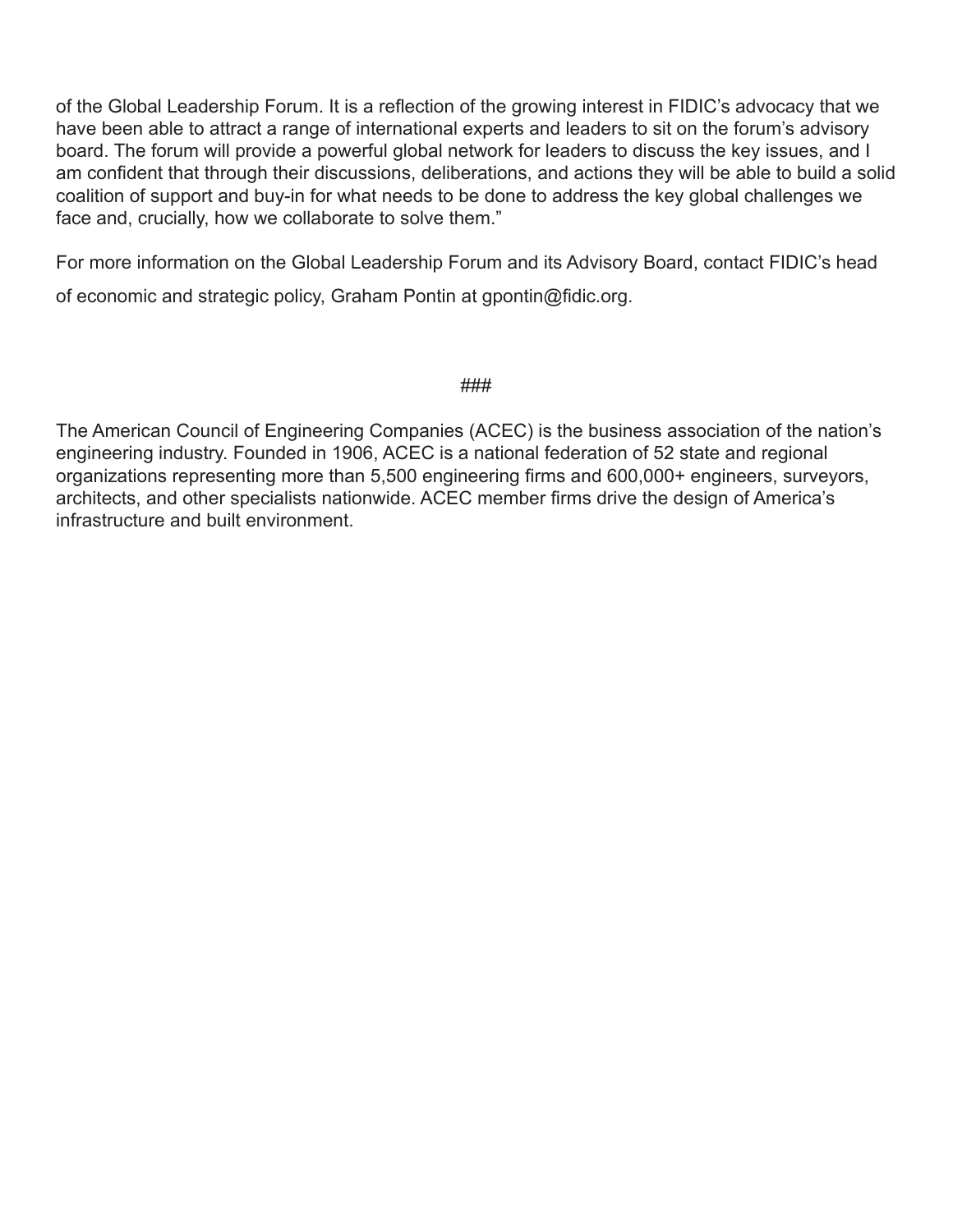of the Global Leadership Forum. It is a reflection of the growing interest in FIDIC's advocacy that we have been able to attract a range of international experts and leaders to sit on the forum's advisory board. The forum will provide a powerful global network for leaders to discuss the key issues, and I am confident that through their discussions, deliberations, and actions they will be able to build a solid coalition of support and buy-in for what needs to be done to address the key global challenges we face and, crucially, how we collaborate to solve them."

For more information on the Global Leadership Forum and its Advisory Board, contact FIDIC's head of economic and strategic policy, Graham Pontin at gpontin@fidic.org.

###

The American Council of Engineering Companies (ACEC) is the business association of the nation's engineering industry. Founded in 1906, ACEC is a national federation of 52 state and regional organizations representing more than 5,500 engineering firms and 600,000+ engineers, surveyors, architects, and other specialists nationwide. ACEC member firms drive the design of America's infrastructure and built environment.